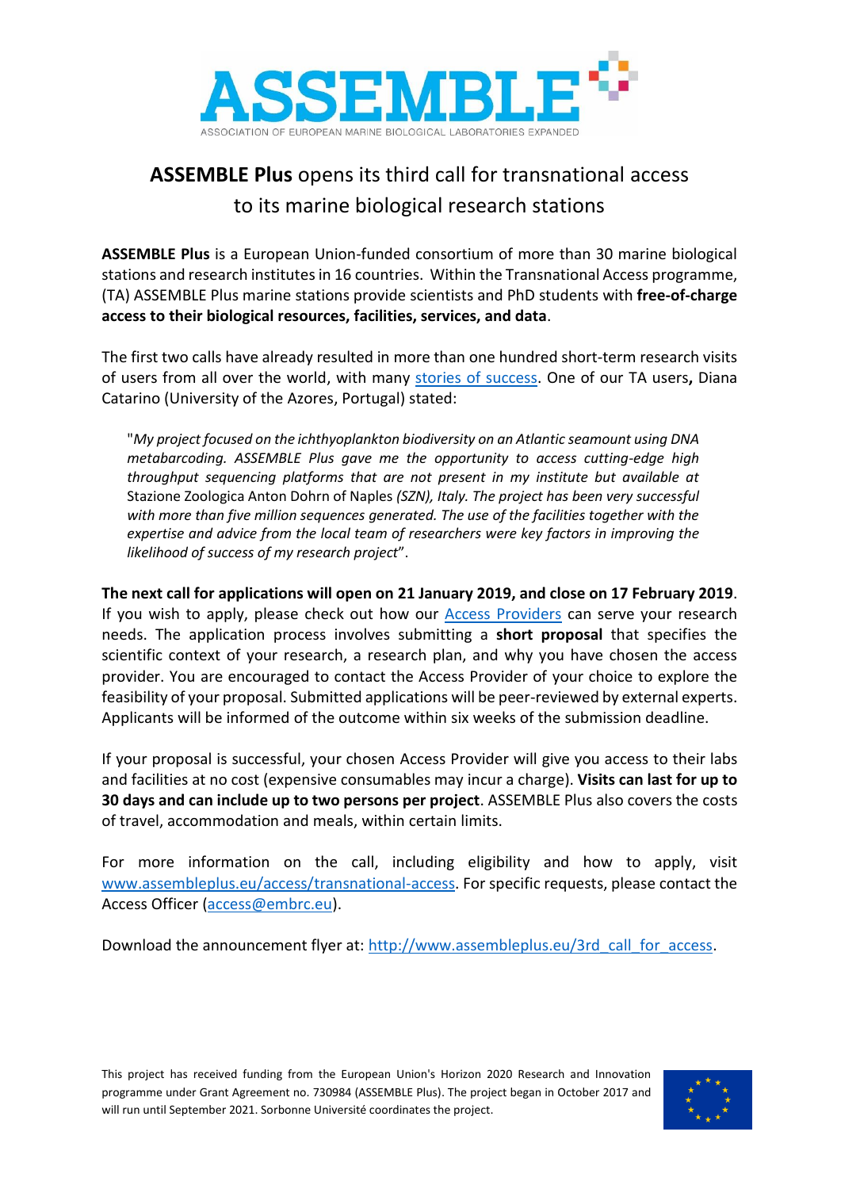# ASSEMBLE

ASSOCIATION OF EUROPEAN MARINE BIOLOGICAL LABORATORIES EXPANDED

## **ASSEMBLE Plus** opens its third call for transnational access to its marine biological research stations

**ASSEMBLE Plus** is a European Union-funded consortium of more than 30 marine biological stations and research institutes in 16 countries. Within the Transnational Access programme, (TA) ASSEMBLE Plus marine stations provide scientists and PhD students with **free-of-charge access to their biological resources, facilities, services, and data**.

The first two calls have already resulted in more than one hundred short-term research visits of users from all over the world, with many [stories of success](). One of our TA users**,** Diana Catarino (University of the Azores, Portugal) stated:

> "*My project focused on the ichthyoplankton biodiversity on an Atlantic seamount using DNA metabarcoding. ASSEMBLE Plus gave me the opportunity to access cutting-edge high throughput sequencing platforms that are not present in my institute but available at* Stazione Zoologica Anton Dohrn of Naples *(SZN), Italy. The project has been very successful with more than five million sequences generated. The use of the facilities together with the expertise and advice from the local team of researchers were key factors in improving the likelihood of success of my research project*".

**The next call for applications will open on 21 January 2019, and close on 17 February 2019**. If you wish to apply, please check out how our [Access Providers]() can serve your research needs. The application process involves submitting a **short proposal** that specifies the scientific context of your research, a research plan, and why you have chosen the access provider. You are encouraged to contact the Access Provider of your choice to explore the feasibility of your proposal. Submitted applications will be peer-reviewed by external experts. Applicants will be informed of the outcome within six weeks of the submission deadline.

If your proposal is successful, your chosen Access Provider will give you access to their labs and facilities at no cost (expensive consumables may incur a charge). **Visits can last for up to 30 days and can include up to two persons per project**. ASSEMBLE Plus also covers the costs of travel, accommodation and meals, within certain limits.

For more information on the call, including eligibility and how to apply, visit [www.assembleplus.eu/access/transnational-access](www.assembleplus.eu/access/transnational-access). For specific requests, please contact the Access Officer ([access@embrc.eu](mailto:access@embrc.eu)).

Download the announcement flyer at: [http://www.assembleplus.eu/3rd_call_for_access](http://www.assembleplus.eu/3rd_call_for_access).

This project has received funding from the European Union's Horizon 2020 Research and Innovation programme under Grant Agreement no. 730984 (ASSEMBLE Plus). The project began in October 2017 and will run until September 2021. Sorbonne Université coordinates the project.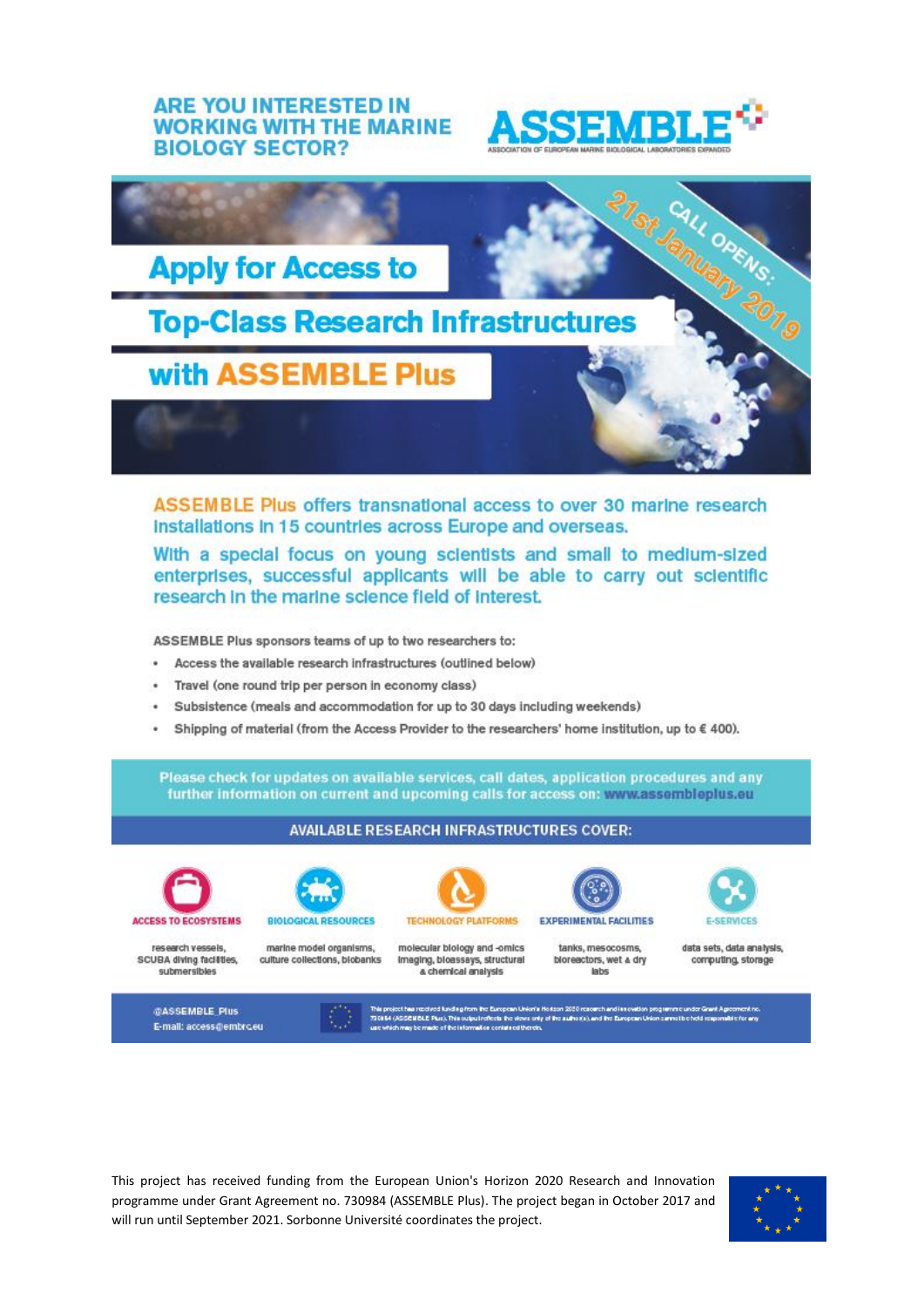**ARE YOU INTERESTED IN WORKING WITH THE MARINE BIOLOGY SECTOR?**

**ASSEMBLE**
ASSOCIATION OF EUROPEAN MARINE BIOLOGICAL LABORATORIES EXPANDED

# Apply for Access to Top-Class Research Infrastructures with ASSEMBLE Plus

CALL OPENS: 21st January 2019

ASSEMBLE Plus offers transnational access to over 30 marine research installations in 15 countries across Europe and overseas.

With a special focus on young scientists and small to medium-sized enterprises, successful applicants will be able to carry out scientific research in the marine science field of interest.

ASSEMBLE Plus sponsors teams of up to two researchers to:

- Access the available research infrastructures (outlined below)
- Travel (one round trip per person in economy class)
- Subsistence (meals and accommodation for up to 30 days including weekends)
- Shipping of material (from the Access Provider to the researchers' home institution, up to € 400).

Please check for updates on available services, call dates, application procedures and any further information on current and upcoming calls for access on: www.assembleplus.eu

## AVAILABLE RESEARCH INFRASTRUCTURES COVER:

- **ACCESS TO ECOSYSTEMS**: research vessels, SCUBA diving facilities, submersibles
- **BIOLOGICAL RESOURCES**: marine model organisms, culture collections, biobanks
- **TECHNOLOGY PLATFORMS**: molecular biology and -omics imaging, bioassays, structural & chemical analysis
- **EXPERIMENTAL FACILITIES**: tanks, mesocosms, bioreactors, wet & dry labs
- **E-SERVICES**: data sets, data analysis, computing, storage

@ASSEMBLE_Plus
E-mail: access@embrc.eu

This project has received funding from the European Union's Horizon 2020 research and innovation programme under Grant Agreement no. 730984 (ASSEMBLE Plus). This output reflects the views only of the author(s), and the European Union cannot be held responsible for any use which may be made of the information contained therein.

This project has received funding from the European Union's Horizon 2020 Research and Innovation programme under Grant Agreement no. 730984 (ASSEMBLE Plus). The project began in October 2017 and will run until September 2021. Sorbonne Université coordinates the project.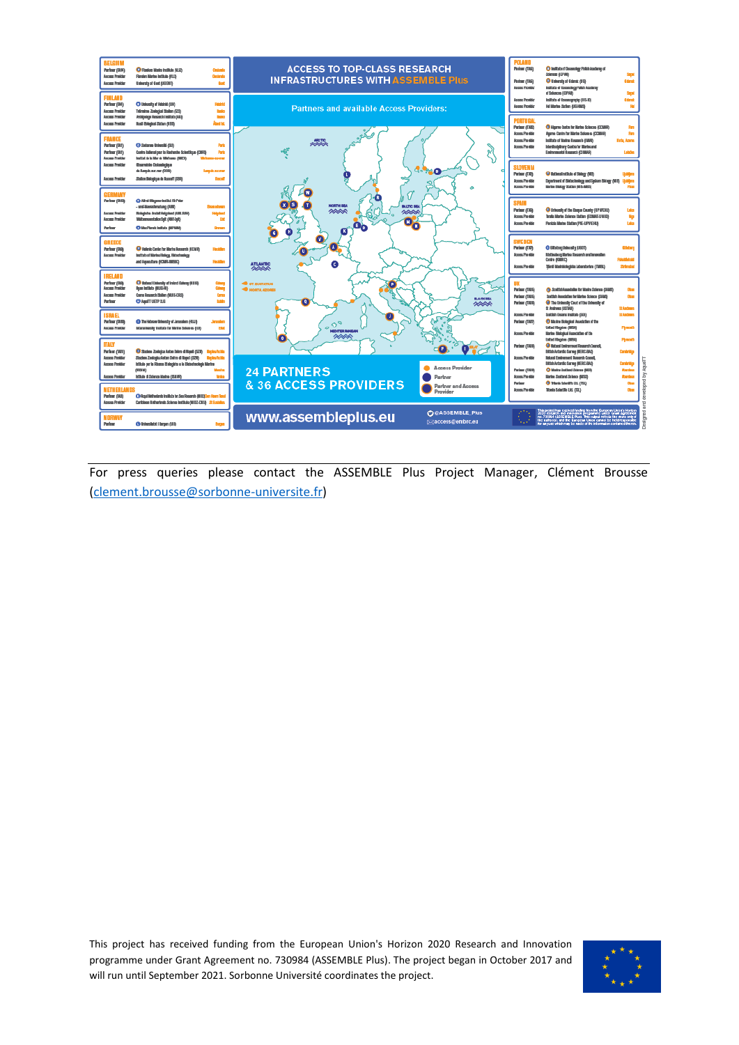For press queries please contact the ASSEMBLE Plus Project Manager, Clément Brousse (clement.brousse@sorbonne-universite.fr)

This project has received funding from the European Union's Horizon 2020 Research and Innovation programme under Grant Agreement no. 730984 (ASSEMBLE Plus). The project began in October 2017 and will run until September 2021. Sorbonne Université coordinates the project.